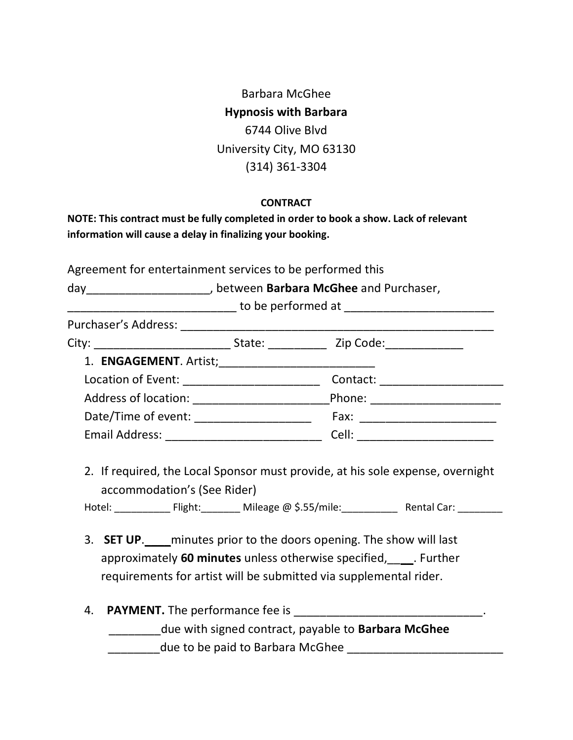Barbara McGhee

**Hypnosis with Barbara**

6744 Olive Blvd

University City, MO 63130

(314) 361-3304

**CONTRACT**

**NOTE: This contract must be fully completed in order to book a show. Lack of relevant information will cause a delay in finalizing your booking.**

Agreement for entertainment services to be performed this day___________________, between **Barbara McGhee** and Purchaser, ___________________________ to be performed at ________________________

Purchaser's Address: ___________________________________________________

City: ______________________ State: _________ Zip Code:____________

1. **ENGAGEMENT**. Artist;_________________________

   Location of Event: ______________________ Contact: ____________________

   Address of location: ______________________Phone: ____________________

   Date/Time of event: ___________________ Fax: ______________________

   Email Address: _________________________ Cell: ______________________

2. If required, the Local Sponsor must provide, at his sole expense, overnight accommodation's (See Rider)

   Hotel: __________ Flight:_______ Mileage @ $.55/mile:__________ Rental Car: ________

3. **SET UP**.____minutes prior to the doors opening. The show will last approximately **60 minutes** unless otherwise specified,____. Further requirements for artist will be submitted via supplemental rider.

4. **PAYMENT.** The performance fee is ______________________________.

   ________due with signed contract, payable to **Barbara McGhee**

   ________due to be paid to Barbara McGhee ________________________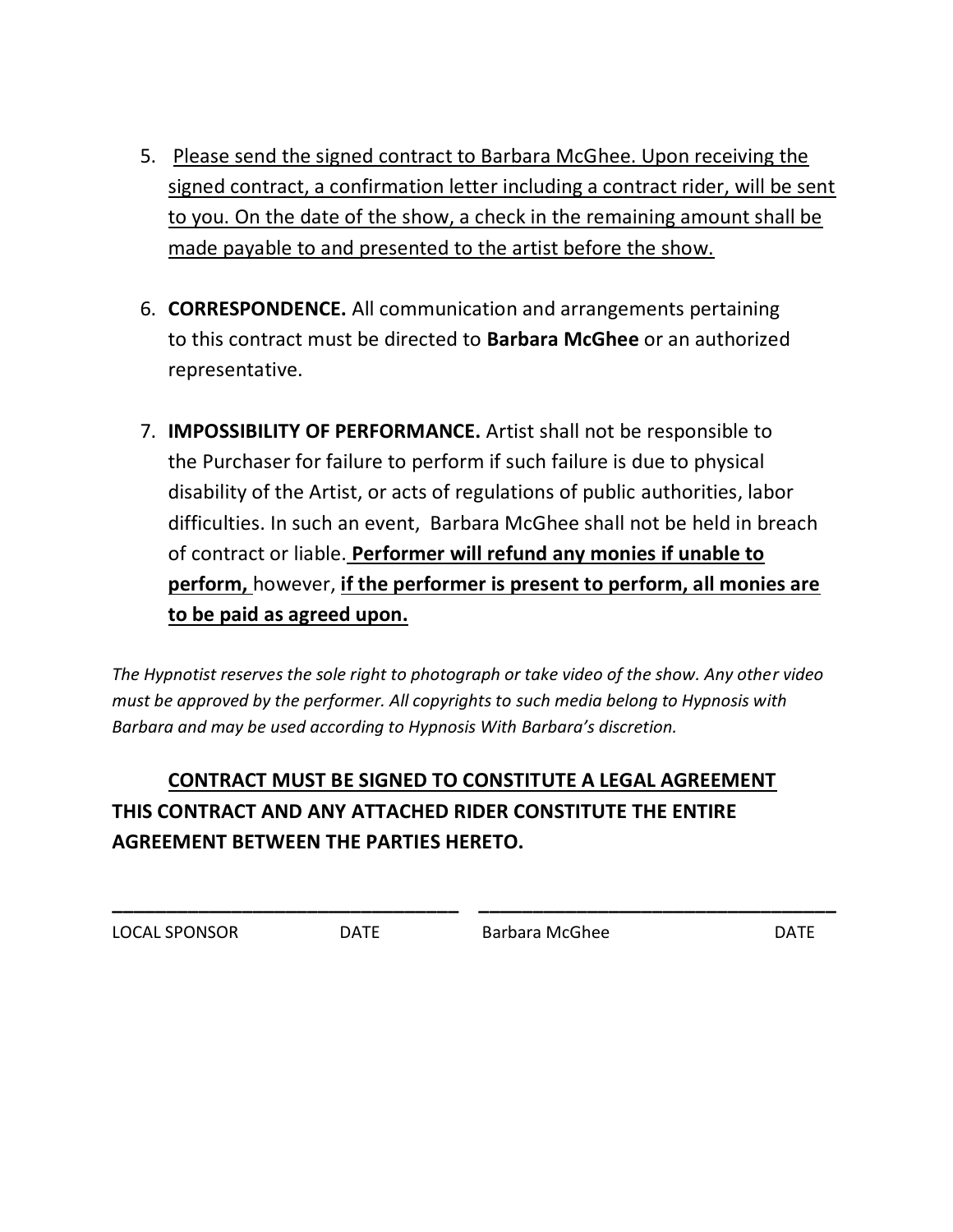5. <u>Please send the signed contract to Barbara McGhee. Upon receiving the signed contract, a confirmation letter including a contract rider, will be sent to you. On the date of the show, a check in the remaining amount shall be made payable to and presented to the artist before the show.</u>

6. **CORRESPONDENCE.** All communication and arrangements pertaining to this contract must be directed to **Barbara McGhee** or an authorized representative.

7. **IMPOSSIBILITY OF PERFORMANCE.** Artist shall not be responsible to the Purchaser for failure to perform if such failure is due to physical disability of the Artist, or acts of regulations of public authorities, labor difficulties. In such an event, Barbara McGhee shall not be held in breach of contract or liable. <u>**Performer will refund any monies if unable to perform,**</u> however, <u>**if the performer is present to perform, all monies are to be paid as agreed upon.**</u>

*The Hypnotist reserves the sole right to photograph or take video of the show. Any other video must be approved by the performer. All copyrights to such media belong to Hypnosis with Barbara and may be used according to Hypnosis With Barbara's discretion.*

<u>**CONTRACT MUST BE SIGNED TO CONSTITUTE A LEGAL AGREEMENT**</u>
**THIS CONTRACT AND ANY ATTACHED RIDER CONSTITUTE THE ENTIRE AGREEMENT BETWEEN THE PARTIES HERETO.**

\_\_\_\_\_\_\_\_\_\_\_\_\_\_\_\_\_\_\_\_\_\_\_\_\_\_\_\_\_\_\_\_\_\_ \_\_\_\_\_\_\_\_\_\_\_\_\_\_\_\_\_\_\_\_\_\_\_\_\_\_\_\_\_\_\_\_\_\_

LOCAL SPONSOR DATE Barbara McGhee DATE